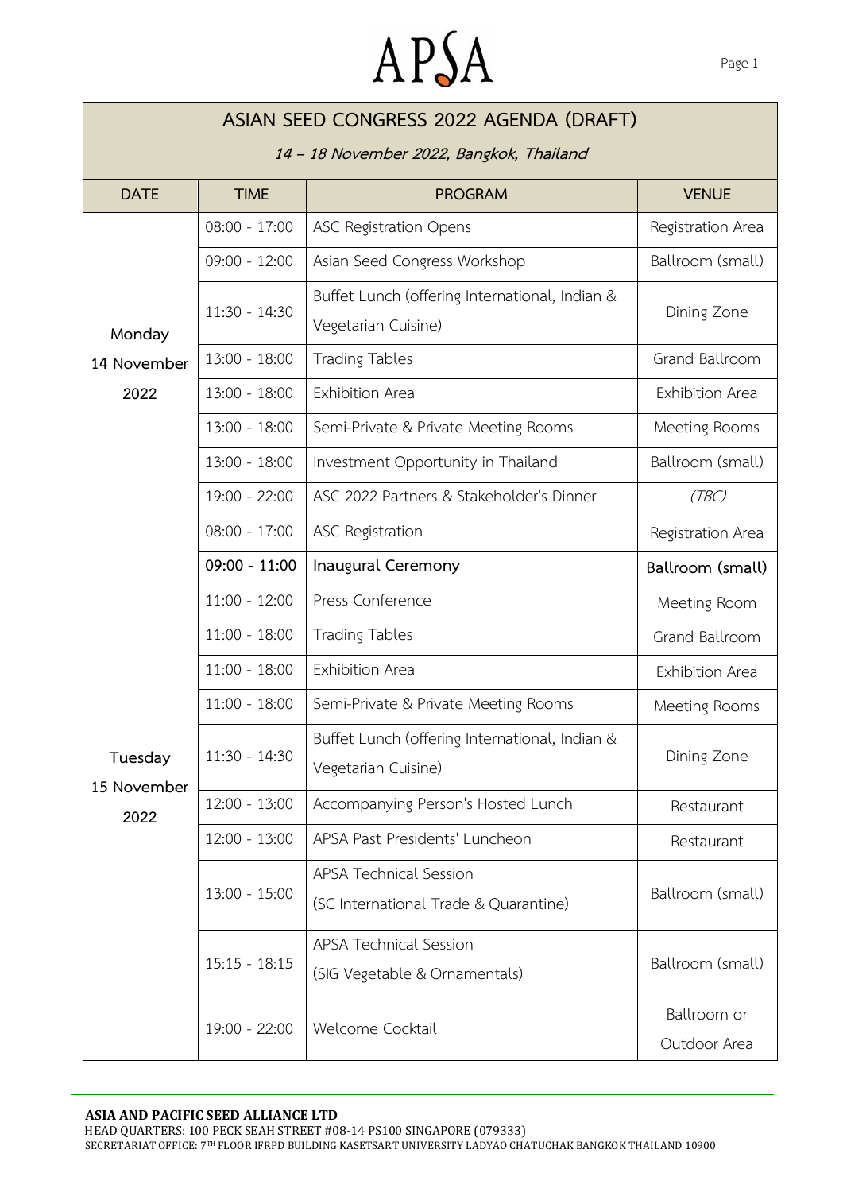# APSA

## ASIAN SEED CONGRESS 2022 AGENDA (DRAFT)

*14 – 18 November 2022, Bangkok, Thailand*

| DATE | TIME | PROGRAM | VENUE |
|---|---|---|---|
| Monday 14 November 2022 | 08:00 - 17:00 | ASC Registration Opens | Registration Area |
| | 09:00 - 12:00 | Asian Seed Congress Workshop | Ballroom (small) |
| | 11:30 - 14:30 | Buffet Lunch (offering International, Indian & Vegetarian Cuisine) | Dining Zone |
| | 13:00 - 18:00 | Trading Tables | Grand Ballroom |
| | 13:00 - 18:00 | Exhibition Area | Exhibition Area |
| | 13:00 - 18:00 | Semi-Private & Private Meeting Rooms | Meeting Rooms |
| | 13:00 - 18:00 | Investment Opportunity in Thailand | Ballroom (small) |
| | 19:00 - 22:00 | ASC 2022 Partners & Stakeholder's Dinner | *(TBC)* |
| Tuesday 15 November 2022 | 08:00 - 17:00 | ASC Registration | Registration Area |
| | **09:00 - 11:00** | **Inaugural Ceremony** | **Ballroom (small)** |
| | 11:00 - 12:00 | Press Conference | Meeting Room |
| | 11:00 - 18:00 | Trading Tables | Grand Ballroom |
| | 11:00 - 18:00 | Exhibition Area | Exhibition Area |
| | 11:00 - 18:00 | Semi-Private & Private Meeting Rooms | Meeting Rooms |
| | 11:30 - 14:30 | Buffet Lunch (offering International, Indian & Vegetarian Cuisine) | Dining Zone |
| | 12:00 - 13:00 | Accompanying Person's Hosted Lunch | Restaurant |
| | 12:00 - 13:00 | APSA Past Presidents' Luncheon | Restaurant |
| | 13:00 - 15:00 | APSA Technical Session (SC International Trade & Quarantine) | Ballroom (small) |
| | 15:15 - 18:15 | APSA Technical Session (SIG Vegetable & Ornamentals) | Ballroom (small) |
| | 19:00 - 22:00 | Welcome Cocktail | Ballroom or Outdoor Area |

**ASIA AND PACIFIC SEED ALLIANCE LTD**
HEAD QUARTERS: 100 PECK SEAH STREET #08-14 PS100 SINGAPORE (079333)
SECRETARIAT OFFICE: 7TH FLOOR IFRPD BUILDING KASETSART UNIVERSITY LADYAO CHATUCHAK BANGKOK THAILAND 10900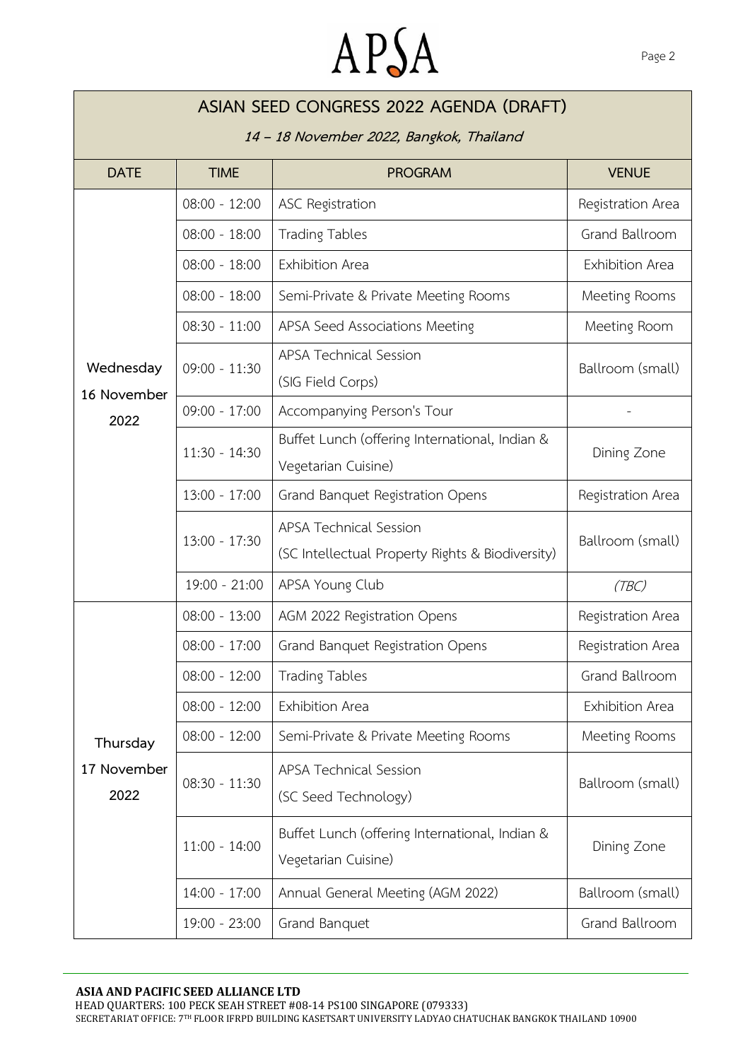# ASIAN SEED CONGRESS 2022 AGENDA (DRAFT)

*14 – 18 November 2022, Bangkok, Thailand*

| DATE | TIME | PROGRAM | VENUE |
|---|---|---|---|
| Wednesday 16 November 2022 | 08:00 - 12:00 | ASC Registration | Registration Area |
| | 08:00 - 18:00 | Trading Tables | Grand Ballroom |
| | 08:00 - 18:00 | Exhibition Area | Exhibition Area |
| | 08:00 - 18:00 | Semi-Private & Private Meeting Rooms | Meeting Rooms |
| | 08:30 - 11:00 | APSA Seed Associations Meeting | Meeting Room |
| | 09:00 - 11:30 | APSA Technical Session (SIG Field Corps) | Ballroom (small) |
| | 09:00 - 17:00 | Accompanying Person's Tour | - |
| | 11:30 - 14:30 | Buffet Lunch (offering International, Indian & Vegetarian Cuisine) | Dining Zone |
| | 13:00 - 17:00 | Grand Banquet Registration Opens | Registration Area |
| | 13:00 - 17:30 | APSA Technical Session (SC Intellectual Property Rights & Biodiversity) | Ballroom (small) |
| | 19:00 - 21:00 | APSA Young Club | *(TBC)* |
| Thursday 17 November 2022 | 08:00 - 13:00 | AGM 2022 Registration Opens | Registration Area |
| | 08:00 - 17:00 | Grand Banquet Registration Opens | Registration Area |
| | 08:00 - 12:00 | Trading Tables | Grand Ballroom |
| | 08:00 - 12:00 | Exhibition Area | Exhibition Area |
| | 08:00 - 12:00 | Semi-Private & Private Meeting Rooms | Meeting Rooms |
| | 08:30 - 11:30 | APSA Technical Session (SC Seed Technology) | Ballroom (small) |
| | 11:00 - 14:00 | Buffet Lunch (offering International, Indian & Vegetarian Cuisine) | Dining Zone |
| | 14:00 - 17:00 | Annual General Meeting (AGM 2022) | Ballroom (small) |
| | 19:00 - 23:00 | Grand Banquet | Grand Ballroom |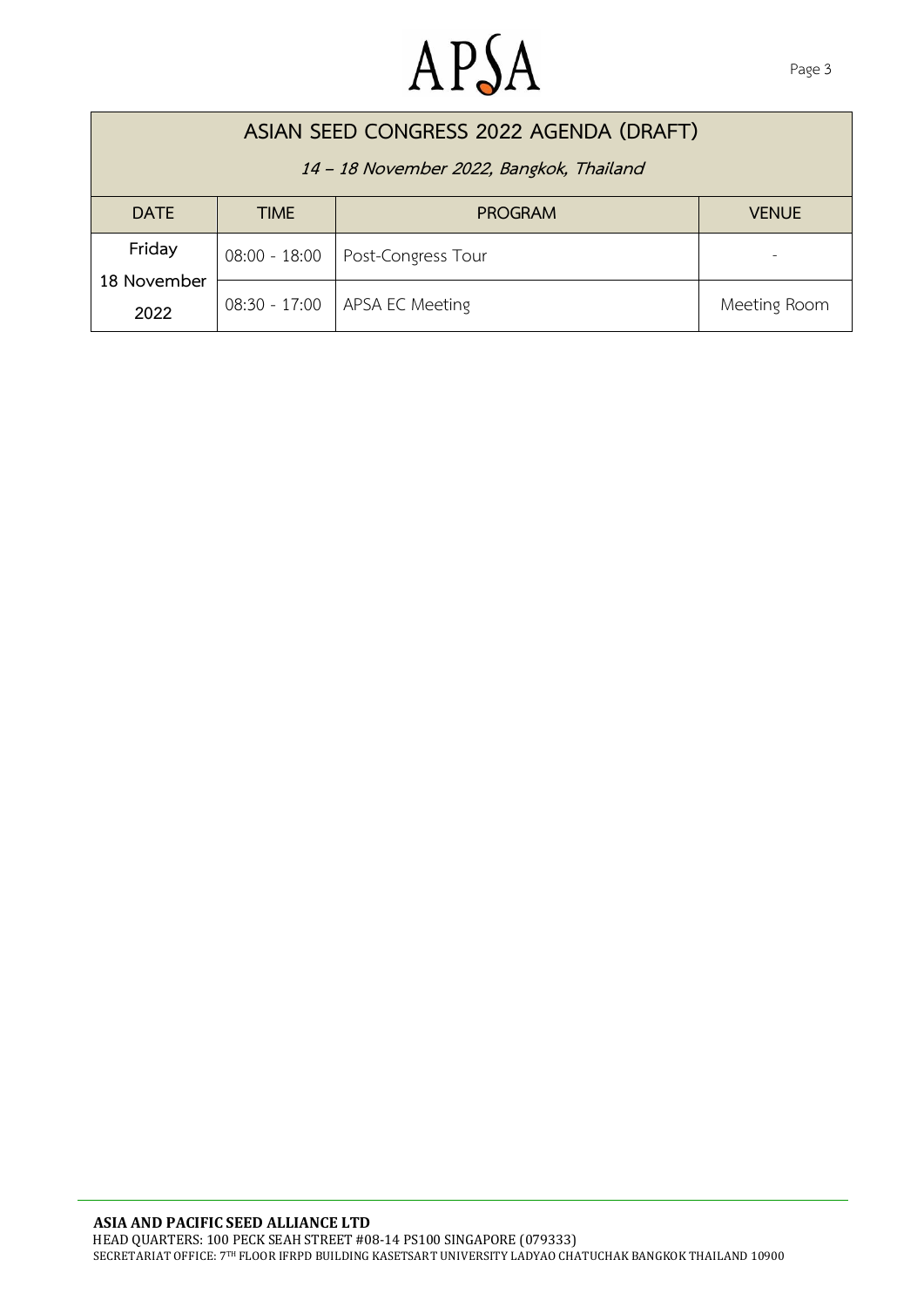## ASIAN SEED CONGRESS 2022 AGENDA (DRAFT)

***14 – 18 November 2022, Bangkok, Thailand***

| DATE | TIME | PROGRAM | VENUE |
|---|---|---|---|
| **Friday 18 November 2022** | 08:00 - 18:00 | Post-Congress Tour | - |
| | 08:30 - 17:00 | APSA EC Meeting | Meeting Room |

**ASIA AND PACIFIC SEED ALLIANCE LTD**
HEAD QUARTERS: 100 PECK SEAH STREET #08-14 PS100 SINGAPORE (079333)
SECRETARIAT OFFICE: 7TH FLOOR IFRPD BUILDING KASETSART UNIVERSITY LADYAO CHATUCHAK BANGKOK THAILAND 10900